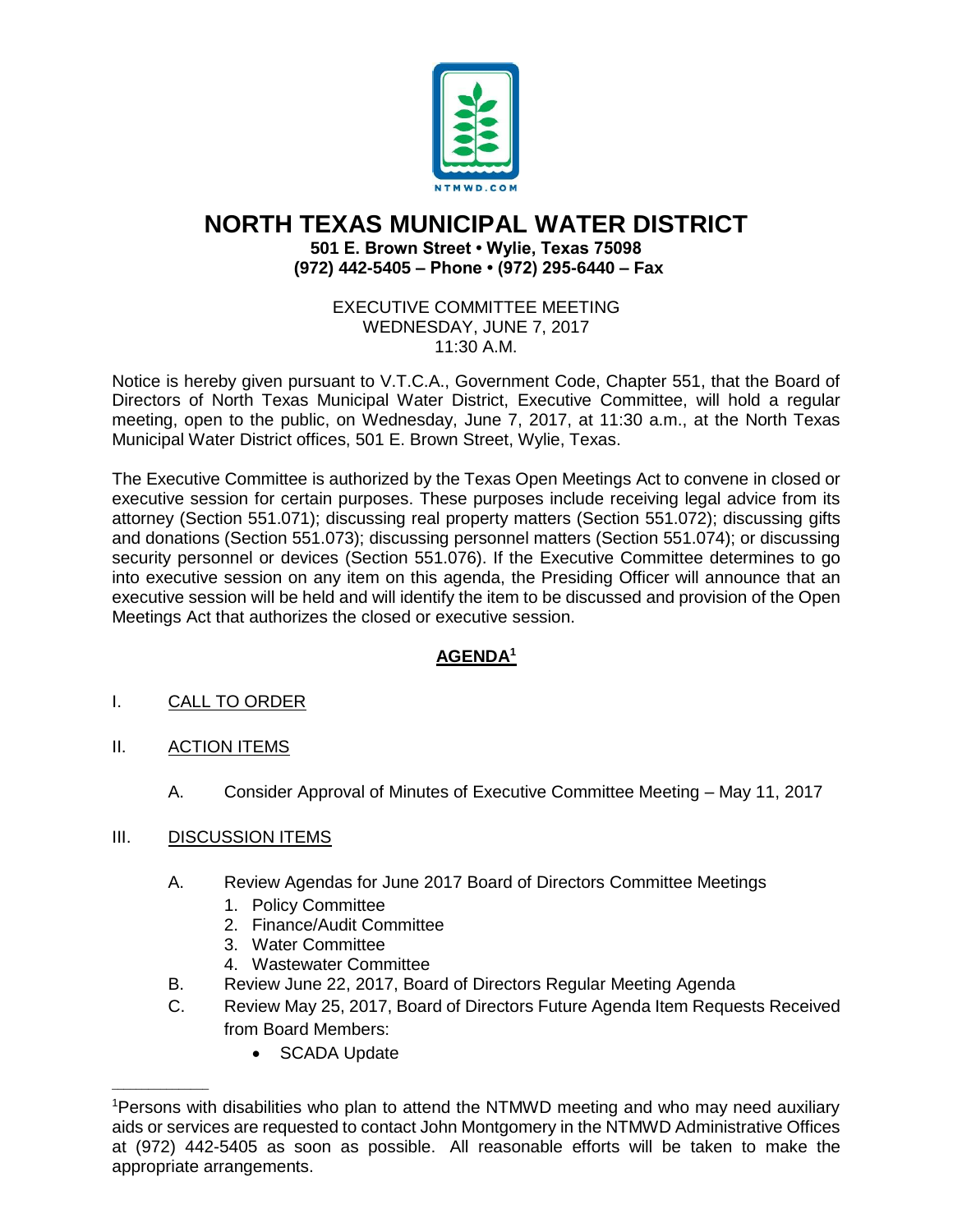# NORTH TEXAS MUNICIPAL WATER DISTRICT

**501 E. Brown Street • Wylie, Texas 75098**
**(972) 442-5405 – Phone • (972) 295-6440 – Fax**

EXECUTIVE COMMITTEE MEETING
WEDNESDAY, JUNE 7, 2017
11:30 A.M.

Notice is hereby given pursuant to V.T.C.A., Government Code, Chapter 551, that the Board of Directors of North Texas Municipal Water District, Executive Committee, will hold a regular meeting, open to the public, on Wednesday, June 7, 2017, at 11:30 a.m., at the North Texas Municipal Water District offices, 501 E. Brown Street, Wylie, Texas.

The Executive Committee is authorized by the Texas Open Meetings Act to convene in closed or executive session for certain purposes. These purposes include receiving legal advice from its attorney (Section 551.071); discussing real property matters (Section 551.072); discussing gifts and donations (Section 551.073); discussing personnel matters (Section 551.074); or discussing security personnel or devices (Section 551.076). If the Executive Committee determines to go into executive session on any item on this agenda, the Presiding Officer will announce that an executive session will be held and will identify the item to be discussed and provision of the Open Meetings Act that authorizes the closed or executive session.

## AGENDA[1]

I. CALL TO ORDER

II. ACTION ITEMS

A. Consider Approval of Minutes of Executive Committee Meeting – May 11, 2017

III. DISCUSSION ITEMS

A. Review Agendas for June 2017 Board of Directors Committee Meetings
   1. Policy Committee
   2. Finance/Audit Committee
   3. Water Committee
   4. Wastewater Committee

B. Review June 22, 2017, Board of Directors Regular Meeting Agenda

C. Review May 25, 2017, Board of Directors Future Agenda Item Requests Received from Board Members:
   - SCADA Update

---

[1]Persons with disabilities who plan to attend the NTMWD meeting and who may need auxiliary aids or services are requested to contact John Montgomery in the NTMWD Administrative Offices at (972) 442-5405 as soon as possible. All reasonable efforts will be taken to make the appropriate arrangements.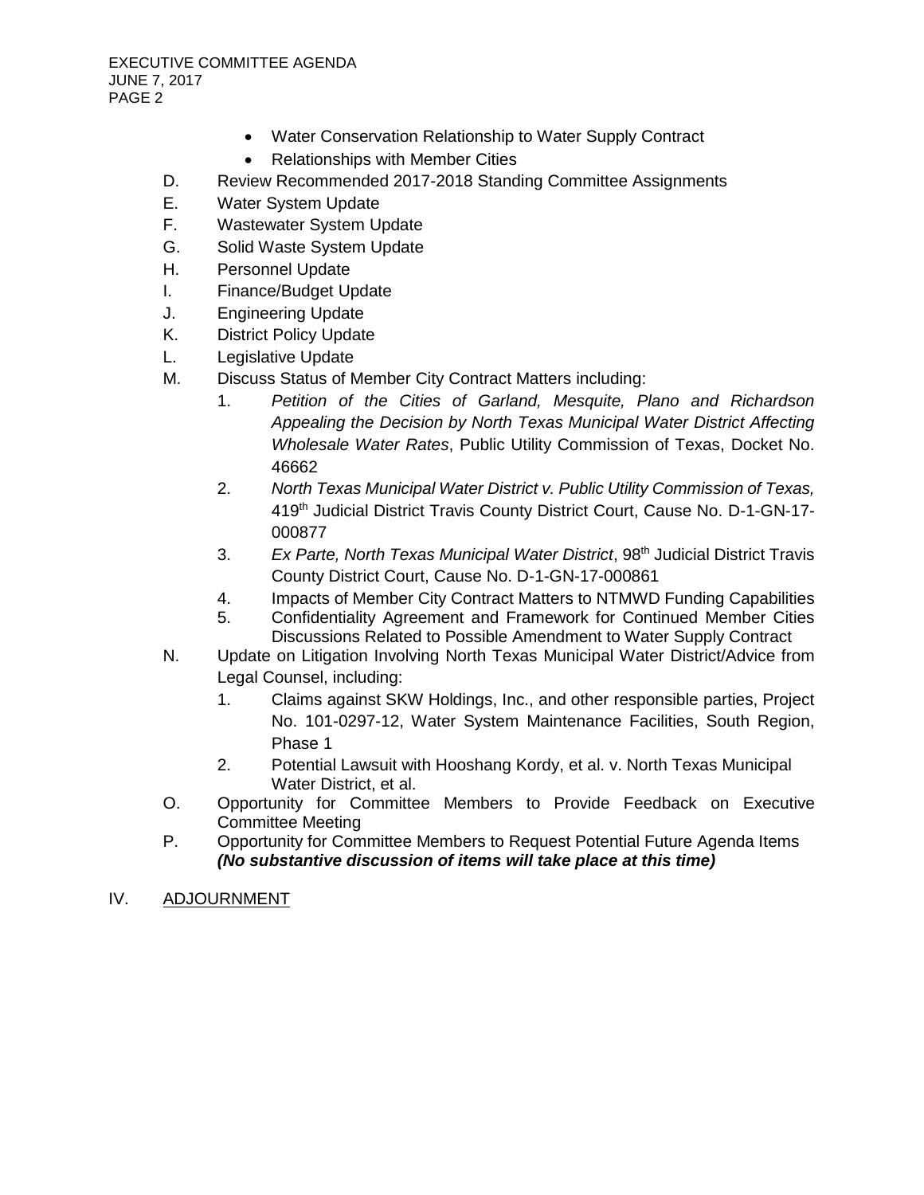- Water Conservation Relationship to Water Supply Contract
- Relationships with Member Cities

D. Review Recommended 2017-2018 Standing Committee Assignments

E. Water System Update

F. Wastewater System Update

G. Solid Waste System Update

H. Personnel Update

I. Finance/Budget Update

J. Engineering Update

K. District Policy Update

L. Legislative Update

M. Discuss Status of Member City Contract Matters including:

   1. *Petition of the Cities of Garland, Mesquite, Plano and Richardson Appealing the Decision by North Texas Municipal Water District Affecting Wholesale Water Rates*, Public Utility Commission of Texas, Docket No. 46662
   2. *North Texas Municipal Water District v. Public Utility Commission of Texas,* 419th Judicial District Travis County District Court, Cause No. D-1-GN-17-000877
   3. *Ex Parte, North Texas Municipal Water District*, 98th Judicial District Travis County District Court, Cause No. D-1-GN-17-000861
   4. Impacts of Member City Contract Matters to NTMWD Funding Capabilities
   5. Confidentiality Agreement and Framework for Continued Member Cities Discussions Related to Possible Amendment to Water Supply Contract

N. Update on Litigation Involving North Texas Municipal Water District/Advice from Legal Counsel, including:

   1. Claims against SKW Holdings, Inc., and other responsible parties, Project No. 101-0297-12, Water System Maintenance Facilities, South Region, Phase 1
   2. Potential Lawsuit with Hooshang Kordy, et al. v. North Texas Municipal Water District, et al.

O. Opportunity for Committee Members to Provide Feedback on Executive Committee Meeting

P. Opportunity for Committee Members to Request Potential Future Agenda Items
***(No substantive discussion of items will take place at this time)***

IV. ADJOURNMENT